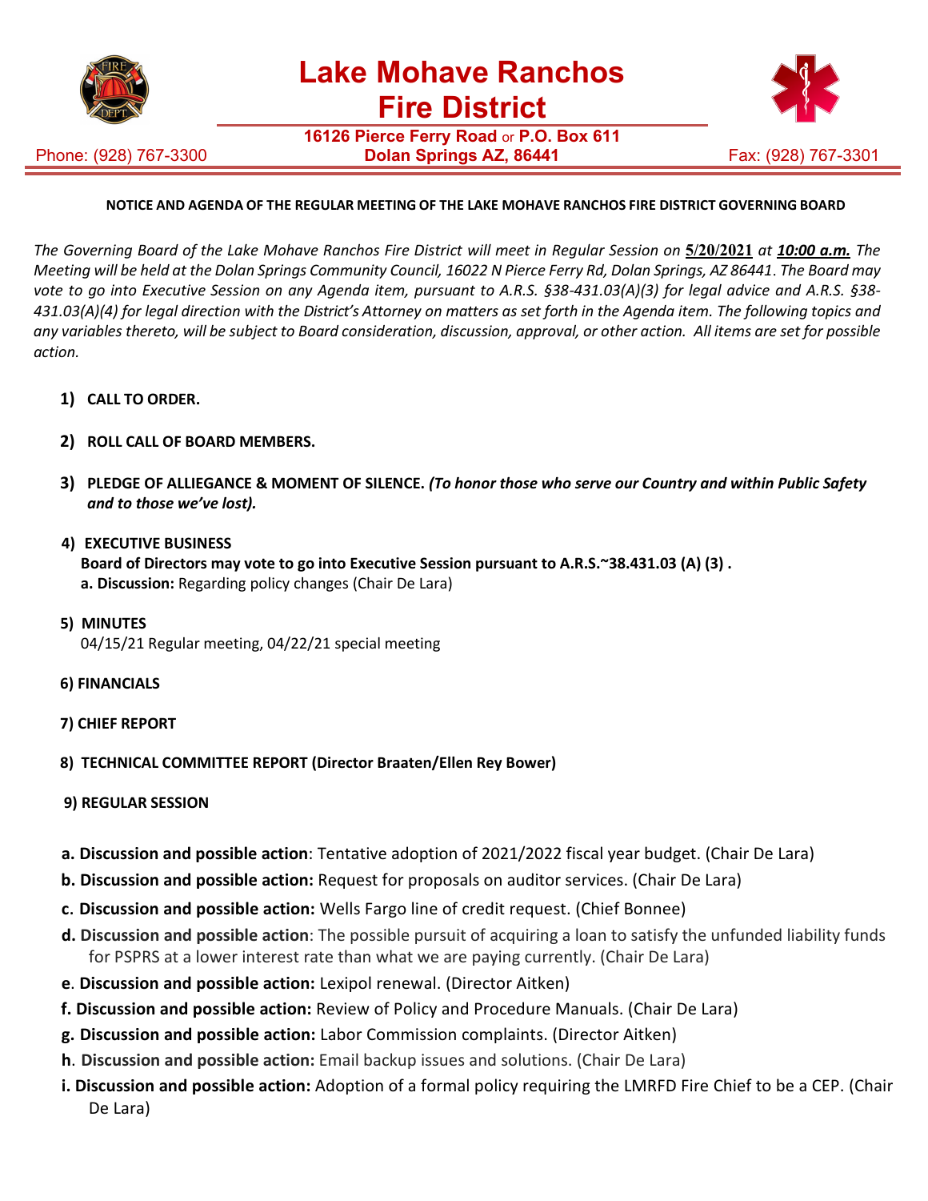# Lake Mohave Ranchos Fire District

**16126 Pierce Ferry Road** or **P.O. Box 611**
**Dolan Springs AZ, 86441**

Phone: (928) 767-3300 Fax: (928) 767-3301

**NOTICE AND AGENDA OF THE REGULAR MEETING OF THE LAKE MOHAVE RANCHOS FIRE DISTRICT GOVERNING BOARD**

*The Governing Board of the Lake Mohave Ranchos Fire District will meet in Regular Session on* **5/20/2021** *at* ***10:00 a.m.*** *The Meeting will be held at the Dolan Springs Community Council, 16022 N Pierce Ferry Rd, Dolan Springs, AZ 86441. The Board may vote to go into Executive Session on any Agenda item, pursuant to A.R.S. §38-431.03(A)(3) for legal advice and A.R.S. §38-431.03(A)(4) for legal direction with the District's Attorney on matters as set forth in the Agenda item. The following topics and any variables thereto, will be subject to Board consideration, discussion, approval, or other action. All items are set for possible action.*

1) **CALL TO ORDER.**

2) **ROLL CALL OF BOARD MEMBERS.**

3) **PLEDGE OF ALLIEGANCE & MOMENT OF SILENCE.** ***(To honor those who serve our Country and within Public Safety and to those we've lost).***

4) **EXECUTIVE BUSINESS**
   **Board of Directors may vote to go into Executive Session pursuant to A.R.S.~38.431.03 (A) (3) .**
   **a. Discussion:** Regarding policy changes (Chair De Lara)

5) **MINUTES**
   04/15/21 Regular meeting, 04/22/21 special meeting

6) **FINANCIALS**

7) **CHIEF REPORT**

8) **TECHNICAL COMMITTEE REPORT (Director Braaten/Ellen Rey Bower)**

9) **REGULAR SESSION**

- **a. Discussion and possible action**: Tentative adoption of 2021/2022 fiscal year budget. (Chair De Lara)
- **b. Discussion and possible action:** Request for proposals on auditor services. (Chair De Lara)
- **c. Discussion and possible action:** Wells Fargo line of credit request. (Chief Bonnee)
- **d. Discussion and possible action**: The possible pursuit of acquiring a loan to satisfy the unfunded liability funds for PSPRS at a lower interest rate than what we are paying currently. (Chair De Lara)
- **e. Discussion and possible action:** Lexipol renewal. (Director Aitken)
- **f. Discussion and possible action:** Review of Policy and Procedure Manuals. (Chair De Lara)
- **g. Discussion and possible action:** Labor Commission complaints. (Director Aitken)
- **h. Discussion and possible action:** Email backup issues and solutions. (Chair De Lara)
- **i. Discussion and possible action:** Adoption of a formal policy requiring the LMRFD Fire Chief to be a CEP. (Chair De Lara)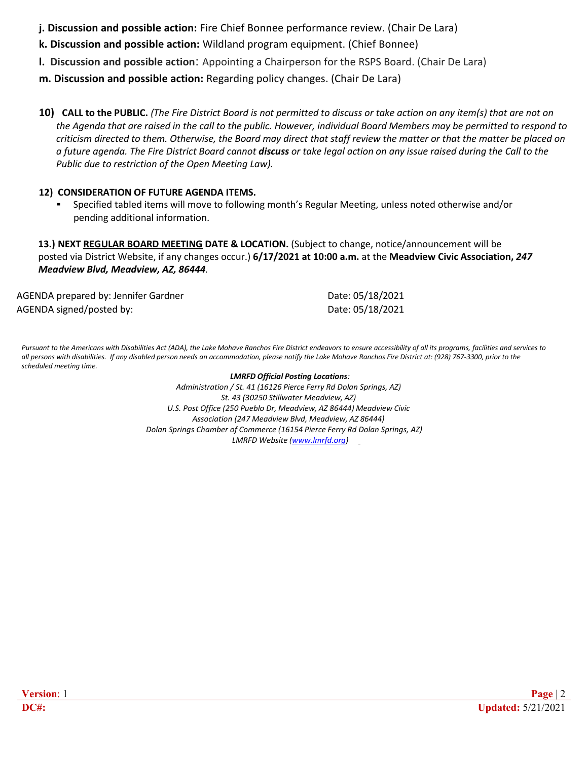**j. Discussion and possible action:** Fire Chief Bonnee performance review. (Chair De Lara)

**k. Discussion and possible action:** Wildland program equipment. (Chief Bonnee)

**l. Discussion and possible action**: Appointing a Chairperson for the RSPS Board. (Chair De Lara)

**m. Discussion and possible action:** Regarding policy changes. (Chair De Lara)

**10) CALL to the PUBLIC.** *(The Fire District Board is not permitted to discuss or take action on any item(s) that are not on the Agenda that are raised in the call to the public. However, individual Board Members may be permitted to respond to criticism directed to them. Otherwise, the Board may direct that staff review the matter or that the matter be placed on a future agenda. The Fire District Board cannot* ***discuss*** *or take legal action on any issue raised during the Call to the Public due to restriction of the Open Meeting Law).*

**12) CONSIDERATION OF FUTURE AGENDA ITEMS.**

- Specified tabled items will move to following month's Regular Meeting, unless noted otherwise and/or pending additional information.

**13.) NEXT REGULAR BOARD MEETING DATE & LOCATION.** (Subject to change, notice/announcement will be posted via District Website, if any changes occur.) **6/17/2021 at 10:00 a.m.** at the **Meadview Civic Association,** ***247 Meadview Blvd, Meadview, AZ, 86444****.*

AGENDA prepared by: Jennifer Gardner — Date: 05/18/2021

AGENDA signed/posted by: — Date: 05/18/2021

*Pursuant to the Americans with Disabilities Act (ADA), the Lake Mohave Ranchos Fire District endeavors to ensure accessibility of all its programs, facilities and services to all persons with disabilities. If any disabled person needs an accommodation, please notify the Lake Mohave Ranchos Fire District at: (928) 767-3300, prior to the scheduled meeting time.*

***LMRFD Official Posting Locations****:*

*Administration / St. 41 (16126 Pierce Ferry Rd Dolan Springs, AZ)*

*St. 43 (30250 Stillwater Meadview, AZ)*

*U.S. Post Office (250 Pueblo Dr, Meadview, AZ 86444) Meadview Civic Association (247 Meadview Blvd, Meadview, AZ 86444)*

*Dolan Springs Chamber of Commerce (16154 Pierce Ferry Rd Dolan Springs, AZ)*

*LMRFD Website (www.lmrfd.org)*

**Version**: 1

**DC#:**

**Updated:** 5/21/2021